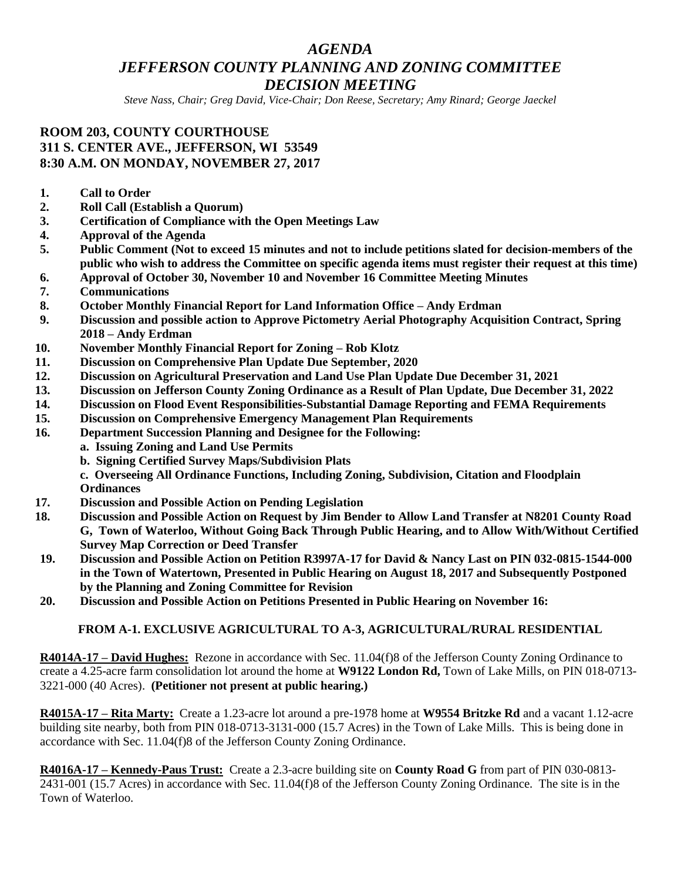# *AGENDA*
# *JEFFERSON COUNTY PLANNING AND ZONING COMMITTEE*
# *DECISION MEETING*

*Steve Nass, Chair; Greg David, Vice-Chair; Don Reese, Secretary; Amy Rinard; George Jaeckel*

**ROOM 203, COUNTY COURTHOUSE**
**311 S. CENTER AVE., JEFFERSON, WI 53549**
**8:30 A.M. ON MONDAY, NOVEMBER 27, 2017**

1. **Call to Order**
2. **Roll Call (Establish a Quorum)**
3. **Certification of Compliance with the Open Meetings Law**
4. **Approval of the Agenda**
5. **Public Comment (Not to exceed 15 minutes and not to include petitions slated for decision-members of the public who wish to address the Committee on specific agenda items must register their request at this time)**
6. **Approval of October 30, November 10 and November 16 Committee Meeting Minutes**
7. **Communications**
8. **October Monthly Financial Report for Land Information Office – Andy Erdman**
9. **Discussion and possible action to Approve Pictometry Aerial Photography Acquisition Contract, Spring 2018 – Andy Erdman**
10. **November Monthly Financial Report for Zoning – Rob Klotz**
11. **Discussion on Comprehensive Plan Update Due September, 2020**
12. **Discussion on Agricultural Preservation and Land Use Plan Update Due December 31, 2021**
13. **Discussion on Jefferson County Zoning Ordinance as a Result of Plan Update, Due December 31, 2022**
14. **Discussion on Flood Event Responsibilities-Substantial Damage Reporting and FEMA Requirements**
15. **Discussion on Comprehensive Emergency Management Plan Requirements**
16. **Department Succession Planning and Designee for the Following:**
    - **a. Issuing Zoning and Land Use Permits**
    - **b. Signing Certified Survey Maps/Subdivision Plats**
    - **c. Overseeing All Ordinance Functions, Including Zoning, Subdivision, Citation and Floodplain Ordinances**
17. **Discussion and Possible Action on Pending Legislation**
18. **Discussion and Possible Action on Request by Jim Bender to Allow Land Transfer at N8201 County Road G, Town of Waterloo, Without Going Back Through Public Hearing, and to Allow With/Without Certified Survey Map Correction or Deed Transfer**
19. **Discussion and Possible Action on Petition R3997A-17 for David & Nancy Last on PIN 032-0815-1544-000 in the Town of Watertown, Presented in Public Hearing on August 18, 2017 and Subsequently Postponed by the Planning and Zoning Committee for Revision**
20. **Discussion and Possible Action on Petitions Presented in Public Hearing on November 16:**

**FROM A-1. EXCLUSIVE AGRICULTURAL TO A-3, AGRICULTURAL/RURAL RESIDENTIAL**

**R4014A-17 – David Hughes:** Rezone in accordance with Sec. 11.04(f)8 of the Jefferson County Zoning Ordinance to create a 4.25-acre farm consolidation lot around the home at **W9122 London Rd,** Town of Lake Mills, on PIN 018-0713-3221-000 (40 Acres). **(Petitioner not present at public hearing.)**

**R4015A-17 – Rita Marty:** Create a 1.23-acre lot around a pre-1978 home at **W9554 Britzke Rd** and a vacant 1.12-acre building site nearby, both from PIN 018-0713-3131-000 (15.7 Acres) in the Town of Lake Mills. This is being done in accordance with Sec. 11.04(f)8 of the Jefferson County Zoning Ordinance.

**R4016A-17 – Kennedy-Paus Trust:** Create a 2.3-acre building site on **County Road G** from part of PIN 030-0813-2431-001 (15.7 Acres) in accordance with Sec. 11.04(f)8 of the Jefferson County Zoning Ordinance. The site is in the Town of Waterloo.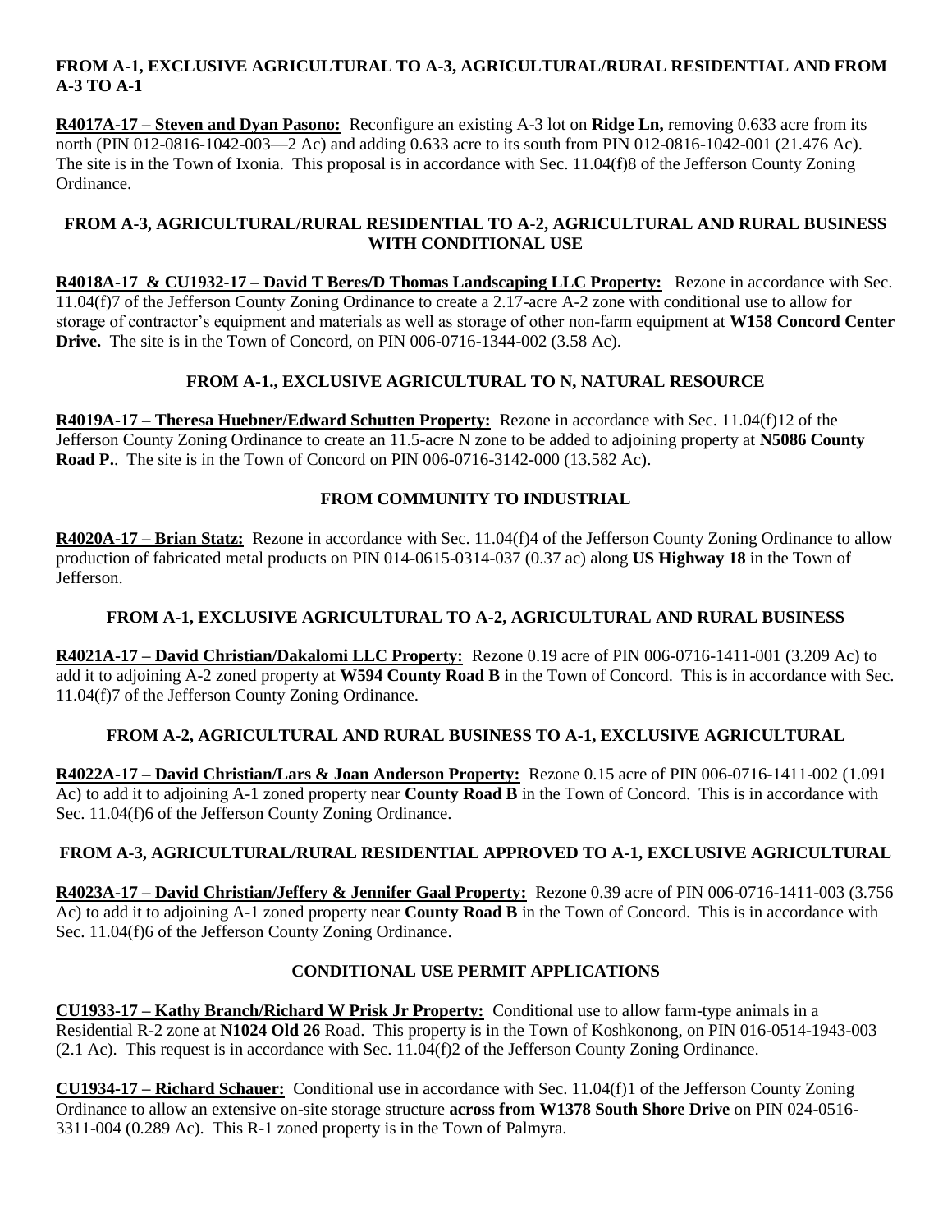**FROM A-1, EXCLUSIVE AGRICULTURAL TO A-3, AGRICULTURAL/RURAL RESIDENTIAL AND FROM A-3 TO A-1**

**R4017A-17 – Steven and Dyan Pasono:** Reconfigure an existing A-3 lot on **Ridge Ln,** removing 0.633 acre from its north (PIN 012-0816-1042-003—2 Ac) and adding 0.633 acre to its south from PIN 012-0816-1042-001 (21.476 Ac). The site is in the Town of Ixonia. This proposal is in accordance with Sec. 11.04(f)8 of the Jefferson County Zoning Ordinance.

**FROM A-3, AGRICULTURAL/RURAL RESIDENTIAL TO A-2, AGRICULTURAL AND RURAL BUSINESS WITH CONDITIONAL USE**

**R4018A-17 & CU1932-17 – David T Beres/D Thomas Landscaping LLC Property:** Rezone in accordance with Sec. 11.04(f)7 of the Jefferson County Zoning Ordinance to create a 2.17-acre A-2 zone with conditional use to allow for storage of contractor's equipment and materials as well as storage of other non-farm equipment at **W158 Concord Center Drive.** The site is in the Town of Concord, on PIN 006-0716-1344-002 (3.58 Ac).

**FROM A-1., EXCLUSIVE AGRICULTURAL TO N, NATURAL RESOURCE**

**R4019A-17 – Theresa Huebner/Edward Schutten Property:** Rezone in accordance with Sec. 11.04(f)12 of the Jefferson County Zoning Ordinance to create an 11.5-acre N zone to be added to adjoining property at **N5086 County Road P.**. The site is in the Town of Concord on PIN 006-0716-3142-000 (13.582 Ac).

**FROM COMMUNITY TO INDUSTRIAL**

**R4020A-17 – Brian Statz:** Rezone in accordance with Sec. 11.04(f)4 of the Jefferson County Zoning Ordinance to allow production of fabricated metal products on PIN 014-0615-0314-037 (0.37 ac) along **US Highway 18** in the Town of Jefferson.

**FROM A-1, EXCLUSIVE AGRICULTURAL TO A-2, AGRICULTURAL AND RURAL BUSINESS**

**R4021A-17 – David Christian/Dakalomi LLC Property:** Rezone 0.19 acre of PIN 006-0716-1411-001 (3.209 Ac) to add it to adjoining A-2 zoned property at **W594 County Road B** in the Town of Concord. This is in accordance with Sec. 11.04(f)7 of the Jefferson County Zoning Ordinance.

**FROM A-2, AGRICULTURAL AND RURAL BUSINESS TO A-1, EXCLUSIVE AGRICULTURAL**

**R4022A-17 – David Christian/Lars & Joan Anderson Property:** Rezone 0.15 acre of PIN 006-0716-1411-002 (1.091 Ac) to add it to adjoining A-1 zoned property near **County Road B** in the Town of Concord. This is in accordance with Sec. 11.04(f)6 of the Jefferson County Zoning Ordinance.

**FROM A-3, AGRICULTURAL/RURAL RESIDENTIAL APPROVED TO A-1, EXCLUSIVE AGRICULTURAL**

**R4023A-17 – David Christian/Jeffery & Jennifer Gaal Property:** Rezone 0.39 acre of PIN 006-0716-1411-003 (3.756 Ac) to add it to adjoining A-1 zoned property near **County Road B** in the Town of Concord. This is in accordance with Sec. 11.04(f)6 of the Jefferson County Zoning Ordinance.

**CONDITIONAL USE PERMIT APPLICATIONS**

**CU1933-17 – Kathy Branch/Richard W Prisk Jr Property:** Conditional use to allow farm-type animals in a Residential R-2 zone at **N1024 Old 26** Road. This property is in the Town of Koshkonong, on PIN 016-0514-1943-003 (2.1 Ac). This request is in accordance with Sec. 11.04(f)2 of the Jefferson County Zoning Ordinance.

**CU1934-17 – Richard Schauer:** Conditional use in accordance with Sec. 11.04(f)1 of the Jefferson County Zoning Ordinance to allow an extensive on-site storage structure **across from W1378 South Shore Drive** on PIN 024-0516-3311-004 (0.289 Ac). This R-1 zoned property is in the Town of Palmyra.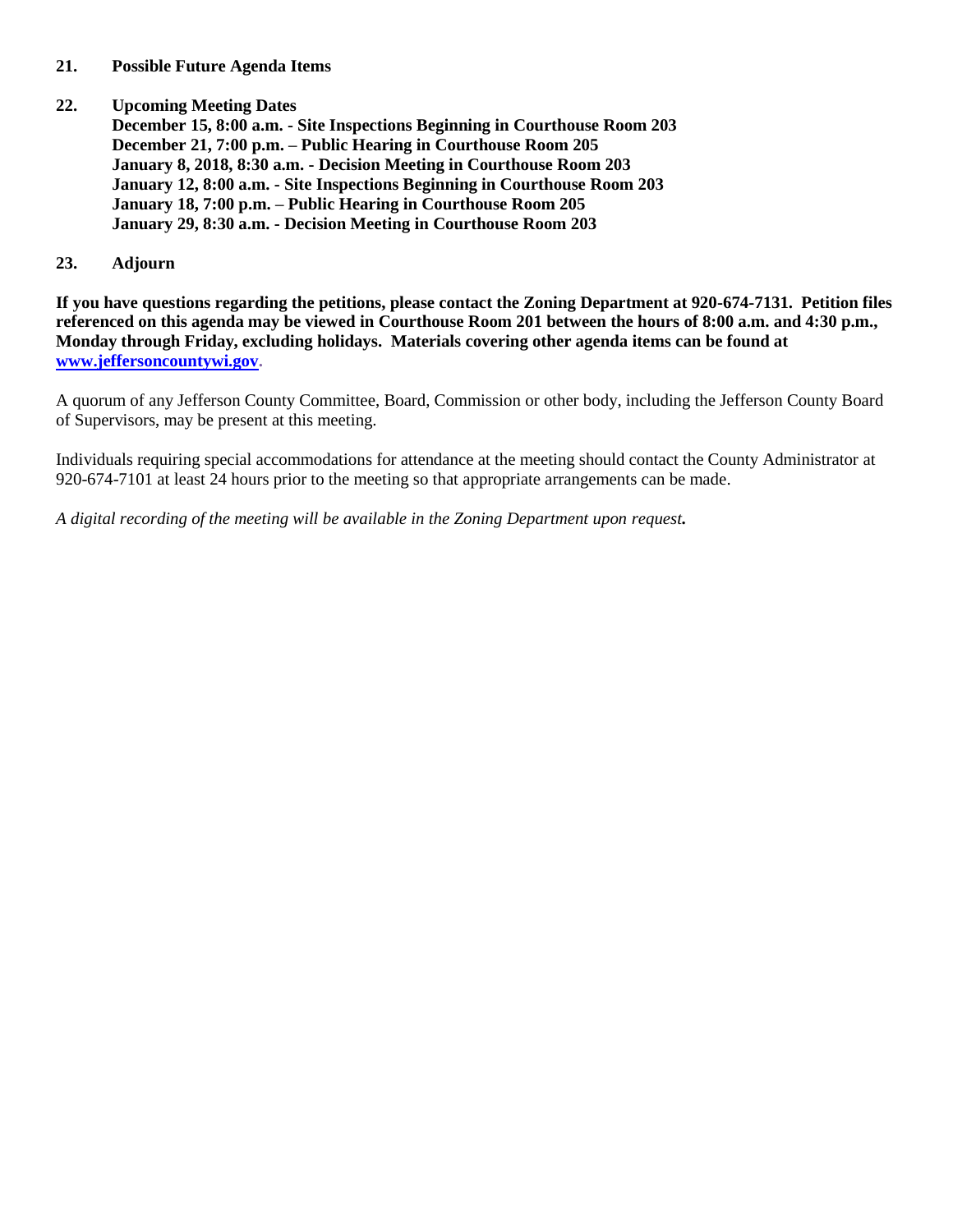**21. Possible Future Agenda Items**

**22. Upcoming Meeting Dates**
**December 15, 8:00 a.m. - Site Inspections Beginning in Courthouse Room 203**
**December 21, 7:00 p.m. – Public Hearing in Courthouse Room 205**
**January 8, 2018, 8:30 a.m. - Decision Meeting in Courthouse Room 203**
**January 12, 8:00 a.m. - Site Inspections Beginning in Courthouse Room 203**
**January 18, 7:00 p.m. – Public Hearing in Courthouse Room 205**
**January 29, 8:30 a.m. - Decision Meeting in Courthouse Room 203**

**23. Adjourn**

**If you have questions regarding the petitions, please contact the Zoning Department at 920-674-7131. Petition files referenced on this agenda may be viewed in Courthouse Room 201 between the hours of 8:00 a.m. and 4:30 p.m., Monday through Friday, excluding holidays. Materials covering other agenda items can be found at [www.jeffersoncountywi.gov](www.jeffersoncountywi.gov).**

A quorum of any Jefferson County Committee, Board, Commission or other body, including the Jefferson County Board of Supervisors, may be present at this meeting.

Individuals requiring special accommodations for attendance at the meeting should contact the County Administrator at 920-674-7101 at least 24 hours prior to the meeting so that appropriate arrangements can be made.

*A digital recording of the meeting will be available in the Zoning Department upon request.*